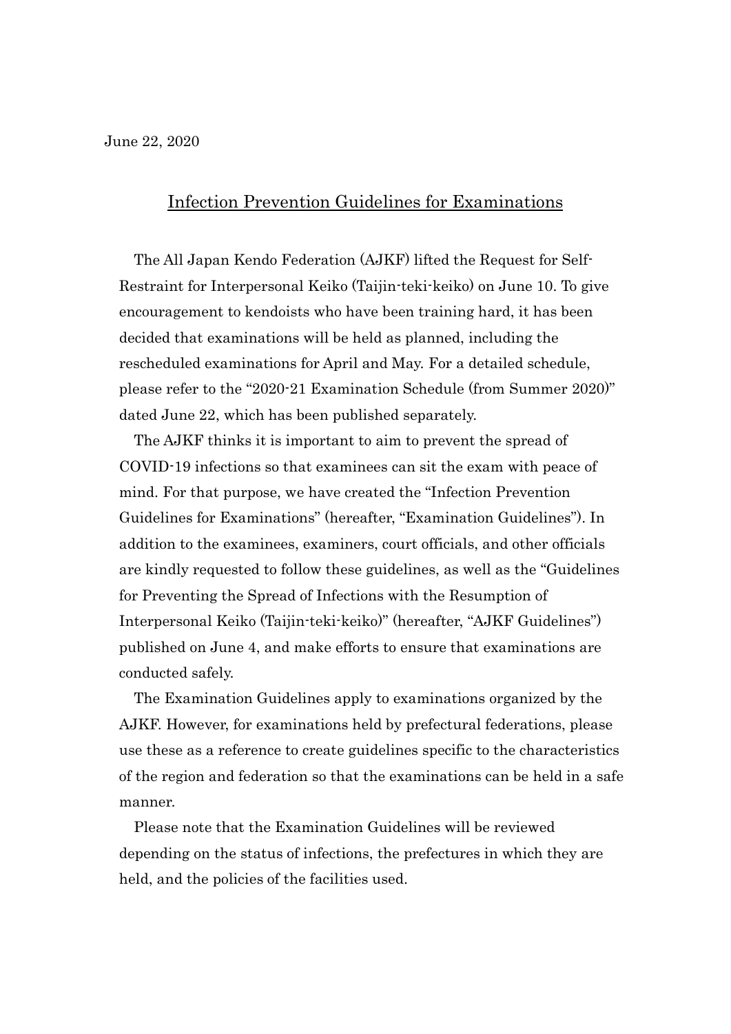June 22, 2020

# Infection Prevention Guidelines for Examinations

The All Japan Kendo Federation (AJKF) lifted the Request for Self-Restraint for Interpersonal Keiko (Taijin-teki-keiko) on June 10. To give encouragement to kendoists who have been training hard, it has been decided that examinations will be held as planned, including the rescheduled examinations for April and May. For a detailed schedule, please refer to the "2020-21 Examination Schedule (from Summer 2020)" dated June 22, which has been published separately.

The AJKF thinks it is important to aim to prevent the spread of COVID-19 infections so that examinees can sit the exam with peace of mind. For that purpose, we have created the "Infection Prevention Guidelines for Examinations" (hereafter, "Examination Guidelines"). In addition to the examinees, examiners, court officials, and other officials are kindly requested to follow these guidelines, as well as the "Guidelines for Preventing the Spread of Infections with the Resumption of Interpersonal Keiko (Taijin-teki-keiko)" (hereafter, "AJKF Guidelines") published on June 4, and make efforts to ensure that examinations are conducted safely.

The Examination Guidelines apply to examinations organized by the AJKF. However, for examinations held by prefectural federations, please use these as a reference to create guidelines specific to the characteristics of the region and federation so that the examinations can be held in a safe manner.

Please note that the Examination Guidelines will be reviewed depending on the status of infections, the prefectures in which they are held, and the policies of the facilities used.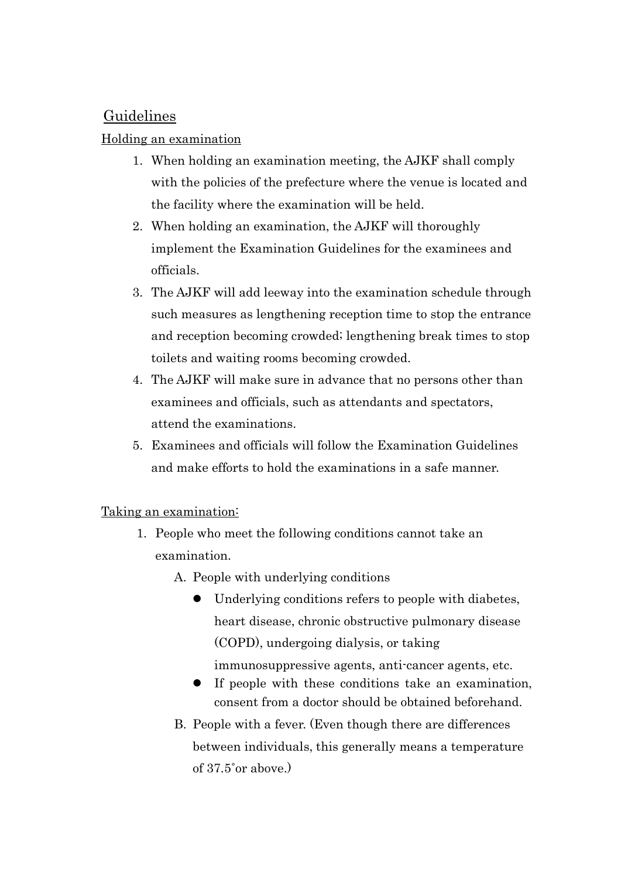## Guidelines

### Holding an examination

1. When holding an examination meeting, the AJKF shall comply with the policies of the prefecture where the venue is located and the facility where the examination will be held.
2. When holding an examination, the AJKF will thoroughly implement the Examination Guidelines for the examinees and officials.
3. The AJKF will add leeway into the examination schedule through such measures as lengthening reception time to stop the entrance and reception becoming crowded; lengthening break times to stop toilets and waiting rooms becoming crowded.
4. The AJKF will make sure in advance that no persons other than examinees and officials, such as attendants and spectators, attend the examinations.
5. Examinees and officials will follow the Examination Guidelines and make efforts to hold the examinations in a safe manner.

### Taking an examination:

1. People who meet the following conditions cannot take an examination.
   A. People with underlying conditions
      - Underlying conditions refers to people with diabetes, heart disease, chronic obstructive pulmonary disease (COPD), undergoing dialysis, or taking immunosuppressive agents, anti-cancer agents, etc.
      - If people with these conditions take an examination, consent from a doctor should be obtained beforehand.

   B. People with a fever. (Even though there are differences between individuals, this generally means a temperature of 37.5˚or above.)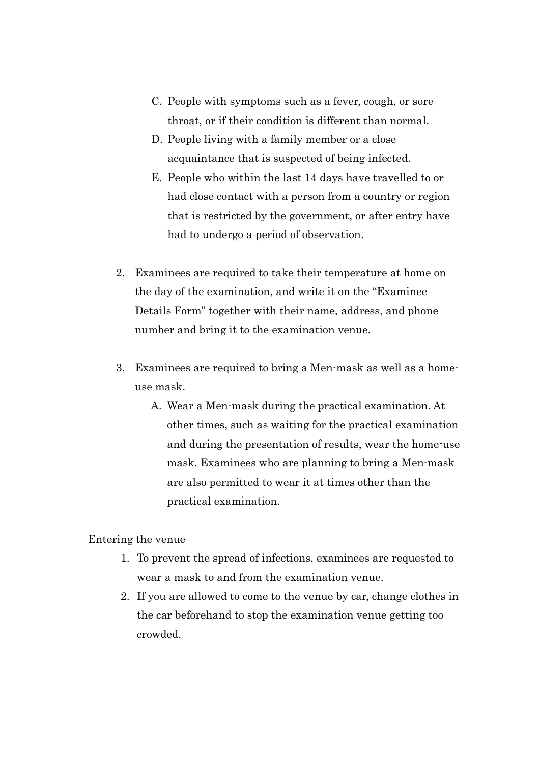C. People with symptoms such as a fever, cough, or sore throat, or if their condition is different than normal.
   D. People living with a family member or a close acquaintance that is suspected of being infected.
   E. People who within the last 14 days have travelled to or had close contact with a person from a country or region that is restricted by the government, or after entry have had to undergo a period of observation.

2. Examinees are required to take their temperature at home on the day of the examination, and write it on the "Examinee Details Form" together with their name, address, and phone number and bring it to the examination venue.

3. Examinees are required to bring a Men-mask as well as a home-use mask.
   A. Wear a Men-mask during the practical examination. At other times, such as waiting for the practical examination and during the presentation of results, wear the home-use mask. Examinees who are planning to bring a Men-mask are also permitted to wear it at times other than the practical examination.

<u>Entering the venue</u>

1. To prevent the spread of infections, examinees are requested to wear a mask to and from the examination venue.
2. If you are allowed to come to the venue by car, change clothes in the car beforehand to stop the examination venue getting too crowded.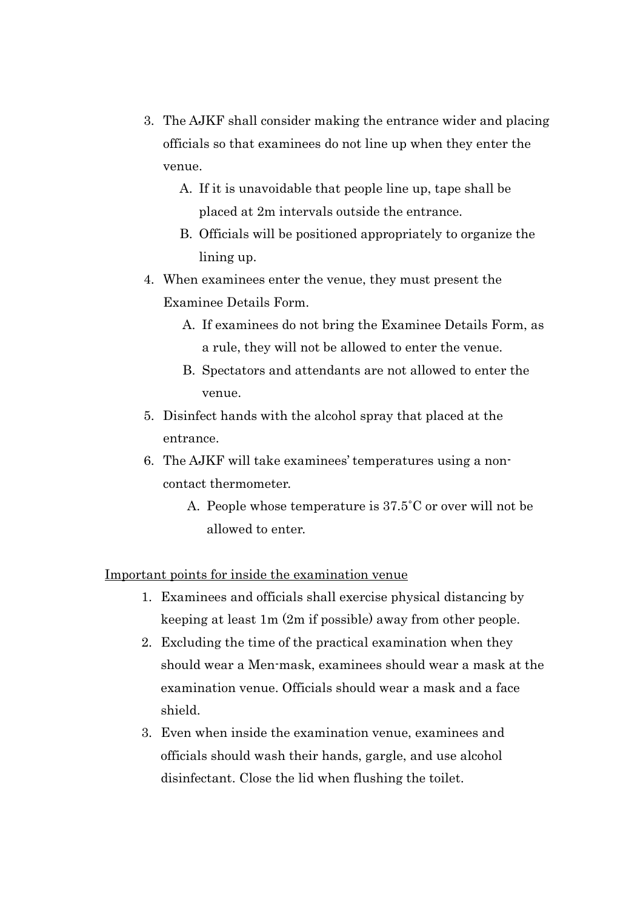3. The AJKF shall consider making the entrance wider and placing officials so that examinees do not line up when they enter the venue.
    A. If it is unavoidable that people line up, tape shall be placed at 2m intervals outside the entrance.
    B. Officials will be positioned appropriately to organize the lining up.
4. When examinees enter the venue, they must present the Examinee Details Form.
    A. If examinees do not bring the Examinee Details Form, as a rule, they will not be allowed to enter the venue.
    B. Spectators and attendants are not allowed to enter the venue.
5. Disinfect hands with the alcohol spray that placed at the entrance.
6. The AJKF will take examinees' temperatures using a non-contact thermometer.
    A. People whose temperature is 37.5˚C or over will not be allowed to enter.

<u>Important points for inside the examination venue</u>

1. Examinees and officials shall exercise physical distancing by keeping at least 1m (2m if possible) away from other people.
2. Excluding the time of the practical examination when they should wear a Men-mask, examinees should wear a mask at the examination venue. Officials should wear a mask and a face shield.
3. Even when inside the examination venue, examinees and officials should wash their hands, gargle, and use alcohol disinfectant. Close the lid when flushing the toilet.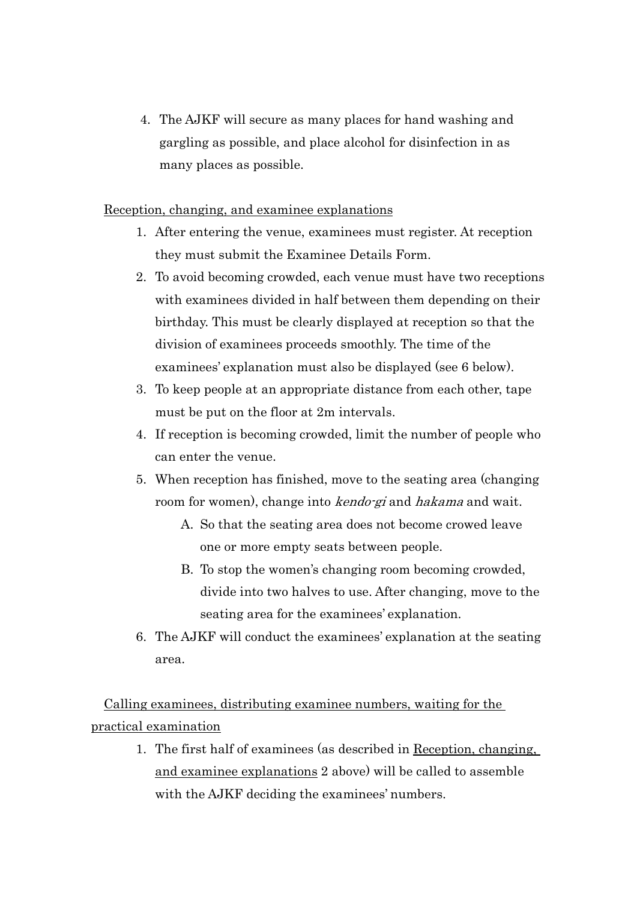4. The AJKF will secure as many places for hand washing and gargling as possible, and place alcohol for disinfection in as many places as possible.

<u>Reception, changing, and examinee explanations</u>

1. After entering the venue, examinees must register. At reception they must submit the Examinee Details Form.
2. To avoid becoming crowded, each venue must have two receptions with examinees divided in half between them depending on their birthday. This must be clearly displayed at reception so that the division of examinees proceeds smoothly. The time of the examinees' explanation must also be displayed (see 6 below).
3. To keep people at an appropriate distance from each other, tape must be put on the floor at 2m intervals.
4. If reception is becoming crowded, limit the number of people who can enter the venue.
5. When reception has finished, move to the seating area (changing room for women), change into *kendo-gi* and *hakama* and wait.
   A. So that the seating area does not become crowed leave one or more empty seats between people.
   B. To stop the women's changing room becoming crowded, divide into two halves to use. After changing, move to the seating area for the examinees' explanation.
6. The AJKF will conduct the examinees' explanation at the seating area.

<u>Calling examinees, distributing examinee numbers, waiting for the practical examination</u>

1. The first half of examinees (as described in <u>Reception, changing, and examinee explanations</u> 2 above) will be called to assemble with the AJKF deciding the examinees' numbers.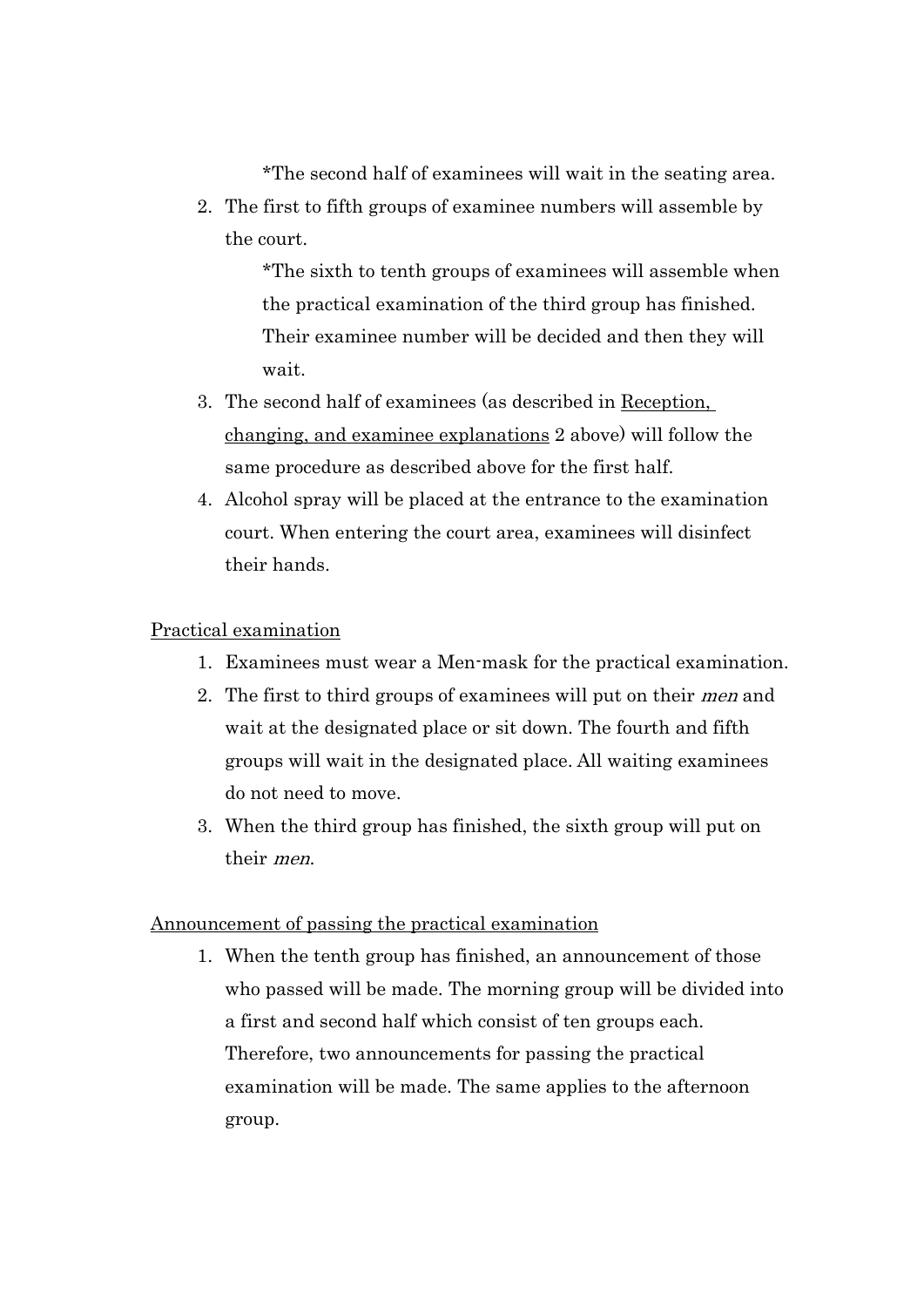*The second half of examinees will wait in the seating area.

2. The first to fifth groups of examinee numbers will assemble by the court.

   *The sixth to tenth groups of examinees will assemble when the practical examination of the third group has finished. Their examinee number will be decided and then they will wait.

3. The second half of examinees (as described in <u>Reception, changing, and examinee explanations</u> 2 above) will follow the same procedure as described above for the first half.
4. Alcohol spray will be placed at the entrance to the examination court. When entering the court area, examinees will disinfect their hands.

<u>Practical examination</u>

1. Examinees must wear a Men-mask for the practical examination.
2. The first to third groups of examinees will put on their *men* and wait at the designated place or sit down. The fourth and fifth groups will wait in the designated place. All waiting examinees do not need to move.
3. When the third group has finished, the sixth group will put on their *men*.

<u>Announcement of passing the practical examination</u>

1. When the tenth group has finished, an announcement of those who passed will be made. The morning group will be divided into a first and second half which consist of ten groups each. Therefore, two announcements for passing the practical examination will be made. The same applies to the afternoon group.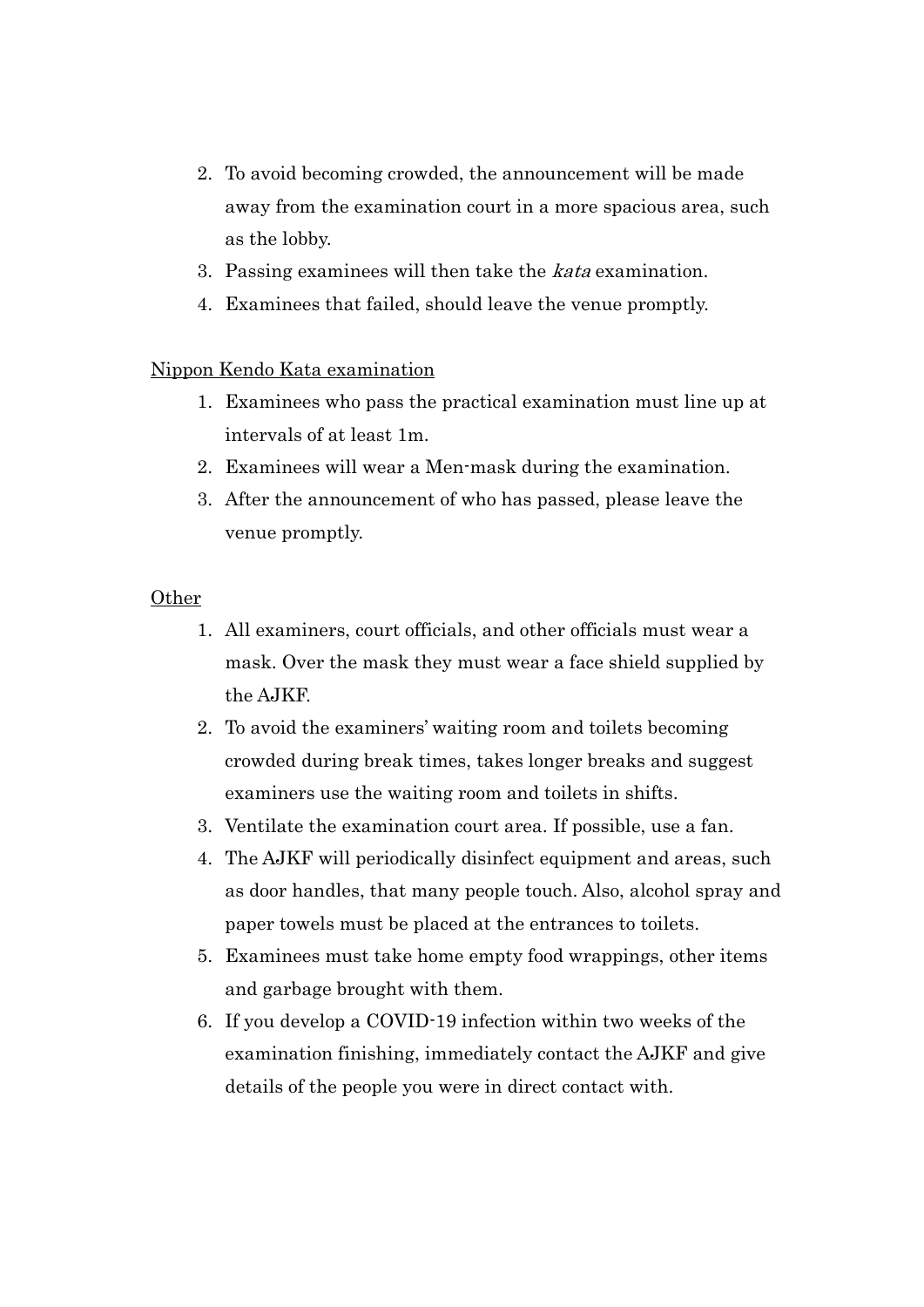2. To avoid becoming crowded, the announcement will be made away from the examination court in a more spacious area, such as the lobby.
3. Passing examinees will then take the *kata* examination.
4. Examinees that failed, should leave the venue promptly.

<u>Nippon Kendo Kata examination</u>

1. Examinees who pass the practical examination must line up at intervals of at least 1m.
2. Examinees will wear a Men-mask during the examination.
3. After the announcement of who has passed, please leave the venue promptly.

<u>Other</u>

1. All examiners, court officials, and other officials must wear a mask. Over the mask they must wear a face shield supplied by the AJKF.
2. To avoid the examiners' waiting room and toilets becoming crowded during break times, takes longer breaks and suggest examiners use the waiting room and toilets in shifts.
3. Ventilate the examination court area. If possible, use a fan.
4. The AJKF will periodically disinfect equipment and areas, such as door handles, that many people touch. Also, alcohol spray and paper towels must be placed at the entrances to toilets.
5. Examinees must take home empty food wrappings, other items and garbage brought with them.
6. If you develop a COVID-19 infection within two weeks of the examination finishing, immediately contact the AJKF and give details of the people you were in direct contact with.